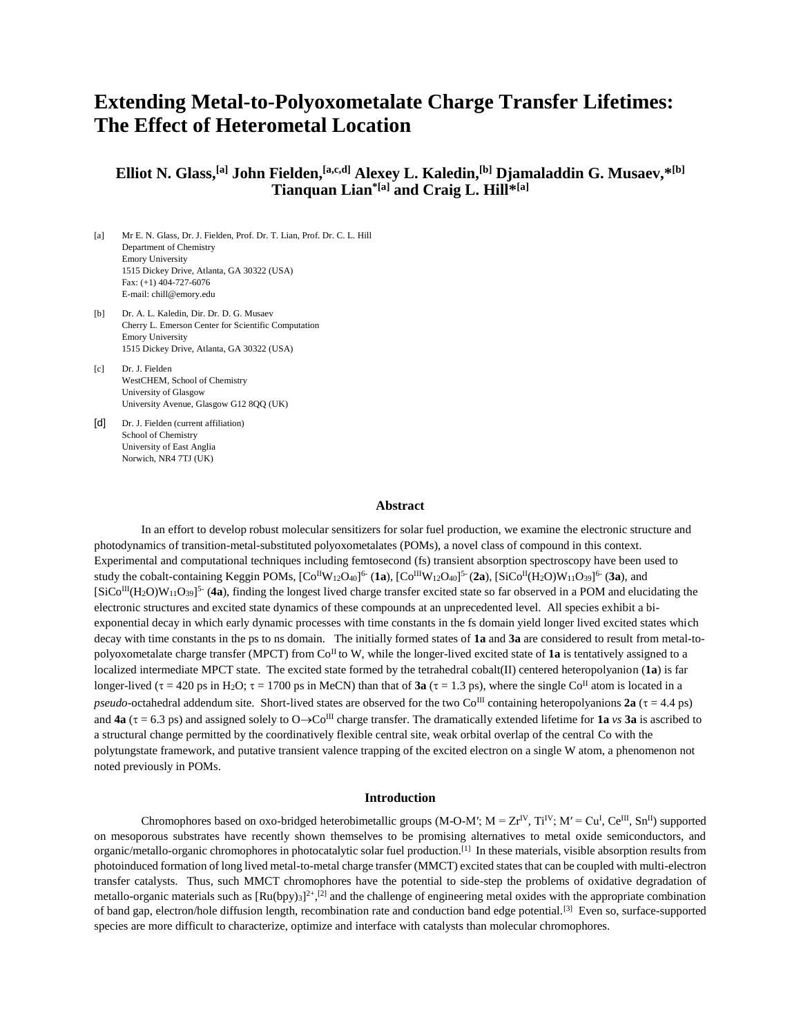# Extending Metal-to-Polyoxometalate Charge Transfer Lifetimes: The Effect of Heterometal Location

**Elliot N. Glass,[a] John Fielden,[a,c,d] Alexey L. Kaledin,[b] Djamaladdin G. Musaev,*[b] Tianquan Lian*[a] and Craig L. Hill*[a]**

[a] Mr E. N. Glass, Dr. J. Fielden, Prof. Dr. T. Lian, Prof. Dr. C. L. Hill
Department of Chemistry
Emory University
1515 Dickey Drive, Atlanta, GA 30322 (USA)
Fax: (+1) 404-727-6076
E-mail: chill@emory.edu

[b] Dr. A. L. Kaledin, Dir. Dr. D. G. Musaev
Cherry L. Emerson Center for Scientific Computation
Emory University
1515 Dickey Drive, Atlanta, GA 30322 (USA)

[c] Dr. J. Fielden
WestCHEM, School of Chemistry
University of Glasgow
University Avenue, Glasgow G12 8QQ (UK)

[d] Dr. J. Fielden (current affiliation)
School of Chemistry
University of East Anglia
Norwich, NR4 7TJ (UK)

## Abstract

In an effort to develop robust molecular sensitizers for solar fuel production, we examine the electronic structure and photodynamics of transition-metal-substituted polyoxometalates (POMs), a novel class of compound in this context. Experimental and computational techniques including femtosecond (fs) transient absorption spectroscopy have been used to study the cobalt-containing Keggin POMs, $[Co^{II}W_{12}O_{40}]^{6-}$ (**1a**), $[Co^{III}W_{12}O_{40}]^{5-}$ (**2a**), $[SiCo^{II}(H_2O)W_{11}O_{39}]^{6-}$ (**3a**), and $[SiCo^{III}(H_2O)W_{11}O_{39}]^{5-}$ (**4a**), finding the longest lived charge transfer excited state so far observed in a POM and elucidating the electronic structures and excited state dynamics of these compounds at an unprecedented level. All species exhibit a bi-exponential decay in which early dynamic processes with time constants in the fs domain yield longer lived excited states which decay with time constants in the ps to ns domain. The initially formed states of **1a** and **3a** are considered to result from metal-to-polyoxometalate charge transfer (MPCT) from $Co^{II}$ to W, while the longer-lived excited state of **1a** is tentatively assigned to a localized intermediate MPCT state. The excited state formed by the tetrahedral cobalt(II) centered heteropolyanion (**1a**) is far longer-lived ($\tau$ = 420 ps in $H_2O$; $\tau$ = 1700 ps in MeCN) than that of **3a** ($\tau$ = 1.3 ps), where the single $Co^{II}$ atom is located in a *pseudo*-octahedral addendum site. Short-lived states are observed for the two $Co^{III}$ containing heteropolyanions **2a** ($\tau$ = 4.4 ps) and **4a** ($\tau$ = 6.3 ps) and assigned solely to $O \rightarrow Co^{III}$ charge transfer. The dramatically extended lifetime for **1a** *vs* **3a** is ascribed to a structural change permitted by the coordinatively flexible central site, weak orbital overlap of the central Co with the polytungstate framework, and putative transient valence trapping of the excited electron on a single W atom, a phenomenon not noted previously in POMs.

## Introduction

Chromophores based on oxo-bridged heterobimetallic groups (M-O-M′; M = $Zr^{IV}$, $Ti^{IV}$; M′ = $Cu^{I}$, $Ce^{III}$, $Sn^{II}$) supported on mesoporous substrates have recently shown themselves to be promising alternatives to metal oxide semiconductors, and organic/metallo-organic chromophores in photocatalytic solar fuel production.[1] In these materials, visible absorption results from photoinduced formation of long lived metal-to-metal charge transfer (MMCT) excited states that can be coupled with multi-electron transfer catalysts. Thus, such MMCT chromophores have the potential to side-step the problems of oxidative degradation of metallo-organic materials such as $[Ru(bpy)_3]^{2+}$,[2] and the challenge of engineering metal oxides with the appropriate combination of band gap, electron/hole diffusion length, recombination rate and conduction band edge potential.[3] Even so, surface-supported species are more difficult to characterize, optimize and interface with catalysts than molecular chromophores.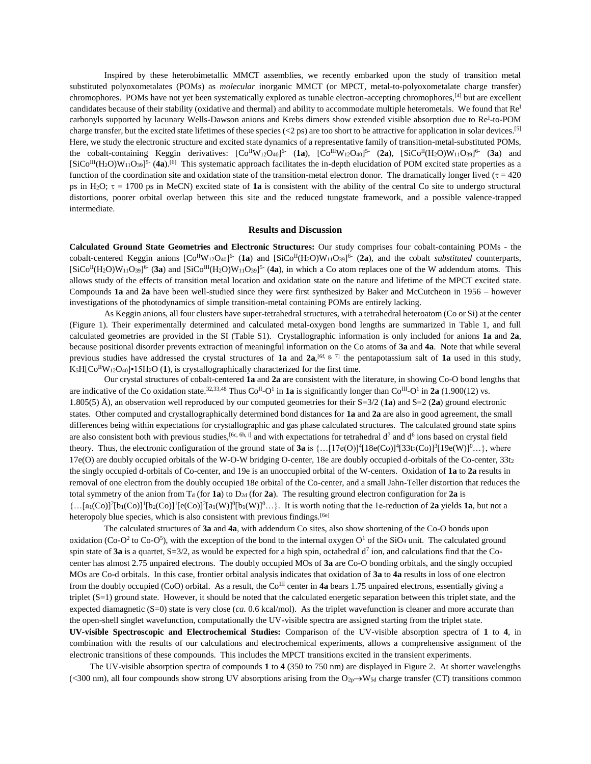Inspired by these heterobimetallic MMCT assemblies, we recently embarked upon the study of transition metal substituted polyoxometalates (POMs) as *molecular* inorganic MMCT (or MPCT, metal-to-polyoxometalate charge transfer) chromophores. POMs have not yet been systematically explored as tunable electron-accepting chromophores,[4] but are excellent candidates because of their stability (oxidative and thermal) and ability to accommodate multiple heterometals. We found that $Re^{I}$ carbonyls supported by lacunary Wells-Dawson anions and Krebs dimers show extended visible absorption due to $Re^{I}$-to-POM charge transfer, but the excited state lifetimes of these species (<2 ps) are too short to be attractive for application in solar devices.[5] Here, we study the electronic structure and excited state dynamics of a representative family of transition-metal-substituted POMs, the cobalt-containing Keggin derivatives: $[Co^{II}W_{12}O_{40}]^{6-}$ (**1a**), $[Co^{III}W_{12}O_{40}]^{5-}$ (**2a**), $[SiCo^{II}(H_2O)W_{11}O_{39}]^{6-}$ (**3a**) and $[SiCo^{III}(H_2O)W_{11}O_{39}]^{5-}$ (**4a**).[6] This systematic approach facilitates the in-depth elucidation of POM excited state properties as a function of the coordination site and oxidation state of the transition-metal electron donor. The dramatically longer lived ($\tau$ = 420 ps in $H_2O$; $\tau$ = 1700 ps in MeCN) excited state of **1a** is consistent with the ability of the central Co site to undergo structural distortions, poorer orbital overlap between this site and the reduced tungstate framework, and a possible valence-trapped intermediate.

## Results and Discussion

**Calculated Ground State Geometries and Electronic Structures:** Our study comprises four cobalt-containing POMs - the cobalt-centered Keggin anions $[Co^{II}W_{12}O_{40}]^{6-}$ (**1a**) and $[SiCo^{II}(H_2O)W_{11}O_{39}]^{6-}$ (**2a**), and the cobalt *substituted* counterparts, $[SiCo^{II}(H_2O)W_{11}O_{39}]^{6-}$ (**3a**) and $[SiCo^{III}(H_2O)W_{11}O_{39}]^{5-}$ (**4a**), in which a Co atom replaces one of the W addendum atoms. This allows study of the effects of transition metal location and oxidation state on the nature and lifetime of the MPCT excited state. Compounds **1a** and **2a** have been well-studied since they were first synthesized by Baker and McCutcheon in 1956 – however investigations of the photodynamics of simple transition-metal containing POMs are entirely lacking.

As Keggin anions, all four clusters have super-tetrahedral structures, with a tetrahedral heteroatom (Co or Si) at the center (Figure 1). Their experimentally determined and calculated metal-oxygen bond lengths are summarized in Table 1, and full calculated geometries are provided in the SI (Table S1). Crystallographic information is only included for anions **1a** and **2a**, because positional disorder prevents extraction of meaningful information on the Co atoms of **3a** and **4a**. Note that while several previous studies have addressed the crystal structures of **1a** and **2a**,[6f, g, 7] the pentapotassium salt of **1a** used in this study, $K_5H[Co^{II}W_{12}O_{40}]$•$15H_2O$ (**1**), is crystallographically characterized for the first time.

Our crystal structures of cobalt-centered **1a** and **2a** are consistent with the literature, in showing Co-O bond lengths that are indicative of the Co oxidation state.[32,33,48] Thus $Co^{II}$-$O^1$ in **1a** is significantly longer than $Co^{III}$-$O^1$ in **2a** (1.900(12) vs. 1.805(5) Å), an observation well reproduced by our computed geometries for their S=3/2 (**1a**) and S=2 (**2a**) ground electronic states. Other computed and crystallographically determined bond distances for **1a** and **2a** are also in good agreement, the small differences being within expectations for crystallographic and gas phase calculated structures. The calculated ground state spins are also consistent both with previous studies,[6c, 6h, i] and with expectations for tetrahedral $d^7$ and $d^6$ ions based on crystal field theory. Thus, the electronic configuration of the ground state of **3a** is $\{\ldots[17e(O)]^4[18e(Co)]^4[33t_2(Co)]^3[19e(W)]^0\ldots\}$, where 17e(O) are doubly occupied orbitals of the W-O-W bridging O-center, 18e are doubly occupied d-orbitals of the Co-center, $33t_2$ the singly occupied d-orbitals of Co-center, and 19e is an unoccupied orbital of the W-centers. Oxidation of **1a** to **2a** results in removal of one electron from the doubly occupied 18e orbital of the Co-center, and a small Jahn-Teller distortion that reduces the total symmetry of the anion from $T_d$ (for **1a**) to $D_{2d}$ (for **2a**). The resulting ground electron configuration for **2a** is $\{\ldots[a_1(Co)]^2[b_1(Co)]^1[b_2(Co)]^1[e(Co)]^2[a_1(W)]^0[b_1(W)]^0\ldots\}$. It is worth noting that the 1e-reduction of **2a** yields **1a**, but not a heteropoly blue species, which is also consistent with previous findings.[6e]

The calculated structures of **3a** and **4a**, with addendum Co sites, also show shortening of the Co-O bonds upon oxidation ($Co$-$O^2$ to $Co$-$O^5$), with the exception of the bond to the internal oxygen $O^1$ of the $SiO_4$ unit. The calculated ground spin state of **3a** is a quartet, S=3/2, as would be expected for a high spin, octahedral $d^7$ ion, and calculations find that the Co-center has almost 2.75 unpaired electrons. The doubly occupied MOs of **3a** are Co-O bonding orbitals, and the singly occupied MOs are Co-d orbitals. In this case, frontier orbital analysis indicates that oxidation of **3a** to **4a** results in loss of one electron from the doubly occupied (CoO) orbital. As a result, the $Co^{III}$ center in **4a** bears 1.75 unpaired electrons, essentially giving a triplet (S=1) ground state. However, it should be noted that the calculated energetic separation between this triplet state, and the expected diamagnetic (S=0) state is very close (*ca.* 0.6 kcal/mol). As the triplet wavefunction is cleaner and more accurate than the open-shell singlet wavefunction, computationally the UV-visible spectra are assigned starting from the triplet state.

**UV-visible Spectroscopic and Electrochemical Studies:** Comparison of the UV-visible absorption spectra of **1** to **4**, in combination with the results of our calculations and electrochemical experiments, allows a comprehensive assignment of the electronic transitions of these compounds. This includes the MPCT transitions excited in the transient experiments.

The UV-visible absorption spectra of compounds **1** to **4** (350 to 750 nm) are displayed in Figure 2. At shorter wavelengths (<300 nm), all four compounds show strong UV absorptions arising from the $O_{2p}$$\rightarrow$$W_{5d}$ charge transfer (CT) transitions common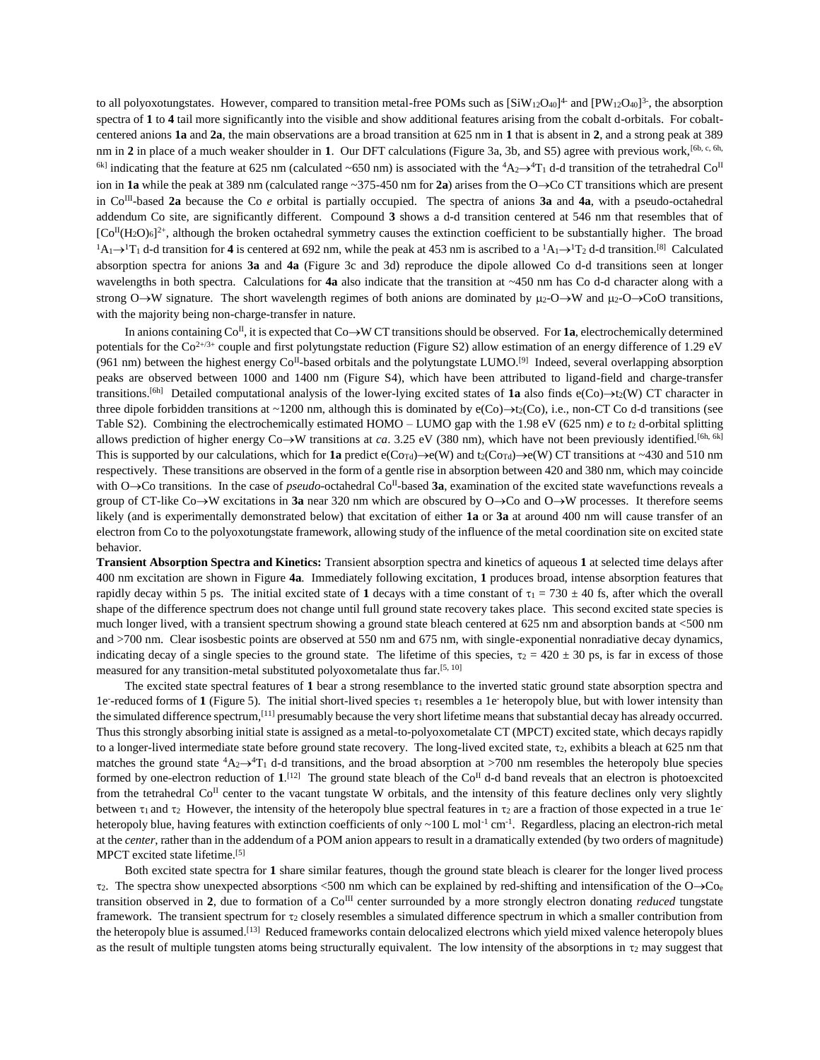to all polyoxotungstates. However, compared to transition metal-free POMs such as $[SiW_{12}O_{40}]^{4-}$ and $[PW_{12}O_{40}]^{3-}$, the absorption spectra of **1** to **4** tail more significantly into the visible and show additional features arising from the cobalt d-orbitals. For cobalt-centered anions **1a** and **2a**, the main observations are a broad transition at 625 nm in **1** that is absent in **2**, and a strong peak at 389 nm in **2** in place of a much weaker shoulder in **1**. Our DFT calculations (Figure 3a, 3b, and S5) agree with previous work,[6b, c, 6h, 6k] indicating that the feature at 625 nm (calculated ~650 nm) is associated with the $^4A_2 \rightarrow ^4T_1$ d-d transition of the tetrahedral $Co^{II}$ ion in **1a** while the peak at 389 nm (calculated range ~375-450 nm for **2a**) arises from the O→Co CT transitions which are present in $Co^{III}$-based **2a** because the Co *e* orbital is partially occupied. The spectra of anions **3a** and **4a**, with a pseudo-octahedral addendum Co site, are significantly different. Compound **3** shows a d-d transition centered at 546 nm that resembles that of $[Co^{II}(H_2O)_6]^{2+}$, although the broken octahedral symmetry causes the extinction coefficient to be substantially higher. The broad $^1A_1 \rightarrow ^1T_1$ d-d transition for **4** is centered at 692 nm, while the peak at 453 nm is ascribed to a $^1A_1 \rightarrow ^1T_2$ d-d transition.[8] Calculated absorption spectra for anions **3a** and **4a** (Figure 3c and 3d) reproduce the dipole allowed Co d-d transitions seen at longer wavelengths in both spectra. Calculations for **4a** also indicate that the transition at ~450 nm has Co d-d character along with a strong O→W signature. The short wavelength regimes of both anions are dominated by $\mu_2$-O→W and $\mu_2$-O→CoO transitions, with the majority being non-charge-transfer in nature.

In anions containing $Co^{II}$, it is expected that Co→W CT transitions should be observed. For **1a**, electrochemically determined potentials for the $Co^{2+/3+}$ couple and first polytungstate reduction (Figure S2) allow estimation of an energy difference of 1.29 eV (961 nm) between the highest energy $Co^{II}$-based orbitals and the polytungstate LUMO.[9] Indeed, several overlapping absorption peaks are observed between 1000 and 1400 nm (Figure S4), which have been attributed to ligand-field and charge-transfer transitions.[6h] Detailed computational analysis of the lower-lying excited states of **1a** also finds e(Co)→$t_2$(W) CT character in three dipole forbidden transitions at ~1200 nm, although this is dominated by e(Co)→$t_2$(Co), i.e., non-CT Co d-d transitions (see Table S2). Combining the electrochemically estimated HOMO – LUMO gap with the 1.98 eV (625 nm) *e* to $t_2$ d-orbital splitting allows prediction of higher energy Co→W transitions at *ca*. 3.25 eV (380 nm), which have not been previously identified.[6h, 6k] This is supported by our calculations, which for **1a** predict e($Co_{Td}$)→e(W) and $t_2$($Co_{Td}$)→e(W) CT transitions at ~430 and 510 nm respectively. These transitions are observed in the form of a gentle rise in absorption between 420 and 380 nm, which may coincide with O→Co transitions. In the case of *pseudo*-octahedral $Co^{II}$-based **3a**, examination of the excited state wavefunctions reveals a group of CT-like Co→W excitations in **3a** near 320 nm which are obscured by O→Co and O→W processes. It therefore seems likely (and is experimentally demonstrated below) that excitation of either **1a** or **3a** at around 400 nm will cause transfer of an electron from Co to the polyoxotungstate framework, allowing study of the influence of the metal coordination site on excited state behavior.

**Transient Absorption Spectra and Kinetics:** Transient absorption spectra and kinetics of aqueous **1** at selected time delays after 400 nm excitation are shown in Figure **4a**. Immediately following excitation, **1** produces broad, intense absorption features that rapidly decay within 5 ps. The initial excited state of **1** decays with a time constant of $\tau_1$ = 730 ± 40 fs, after which the overall shape of the difference spectrum does not change until full ground state recovery takes place. This second excited state species is much longer lived, with a transient spectrum showing a ground state bleach centered at 625 nm and absorption bands at <500 nm and >700 nm. Clear isosbestic points are observed at 550 nm and 675 nm, with single-exponential nonradiative decay dynamics, indicating decay of a single species to the ground state. The lifetime of this species, $\tau_2$ = 420 ± 30 ps, is far in excess of those measured for any transition-metal substituted polyoxometalate thus far.[5, 10]

The excited state spectral features of **1** bear a strong resemblance to the inverted static ground state absorption spectra and $1e^-$-reduced forms of **1** (Figure 5). The initial short-lived species $\tau_1$ resembles a $1e^-$ heteropoly blue, but with lower intensity than the simulated difference spectrum,[11] presumably because the very short lifetime means that substantial decay has already occurred. Thus this strongly absorbing initial state is assigned as a metal-to-polyoxometalate CT (MPCT) excited state, which decays rapidly to a longer-lived intermediate state before ground state recovery. The long-lived excited state, $\tau_2$, exhibits a bleach at 625 nm that matches the ground state $^4A_2 \rightarrow ^4T_1$ d-d transitions, and the broad absorption at >700 nm resembles the heteropoly blue species formed by one-electron reduction of **1**.[12] The ground state bleach of the $Co^{II}$ d-d band reveals that an electron is photoexcited from the tetrahedral $Co^{II}$ center to the vacant tungstate W orbitals, and the intensity of this feature declines only very slightly between $\tau_1$ and $\tau_2$ However, the intensity of the heteropoly blue spectral features in $\tau_2$ are a fraction of those expected in a true $1e^-$ heteropoly blue, having features with extinction coefficients of only ~100 L $mol^{-1}$ $cm^{-1}$. Regardless, placing an electron-rich metal at the *center*, rather than in the addendum of a POM anion appears to result in a dramatically extended (by two orders of magnitude) MPCT excited state lifetime.[5]

Both excited state spectra for **1** share similar features, though the ground state bleach is clearer for the longer lived process $\tau_2$. The spectra show unexpected absorptions <500 nm which can be explained by red-shifting and intensification of the O→$Co_e$ transition observed in **2**, due to formation of a $Co^{III}$ center surrounded by a more strongly electron donating *reduced* tungstate framework. The transient spectrum for $\tau_2$ closely resembles a simulated difference spectrum in which a smaller contribution from the heteropoly blue is assumed.[13] Reduced frameworks contain delocalized electrons which yield mixed valence heteropoly blues as the result of multiple tungsten atoms being structurally equivalent. The low intensity of the absorptions in $\tau_2$ may suggest that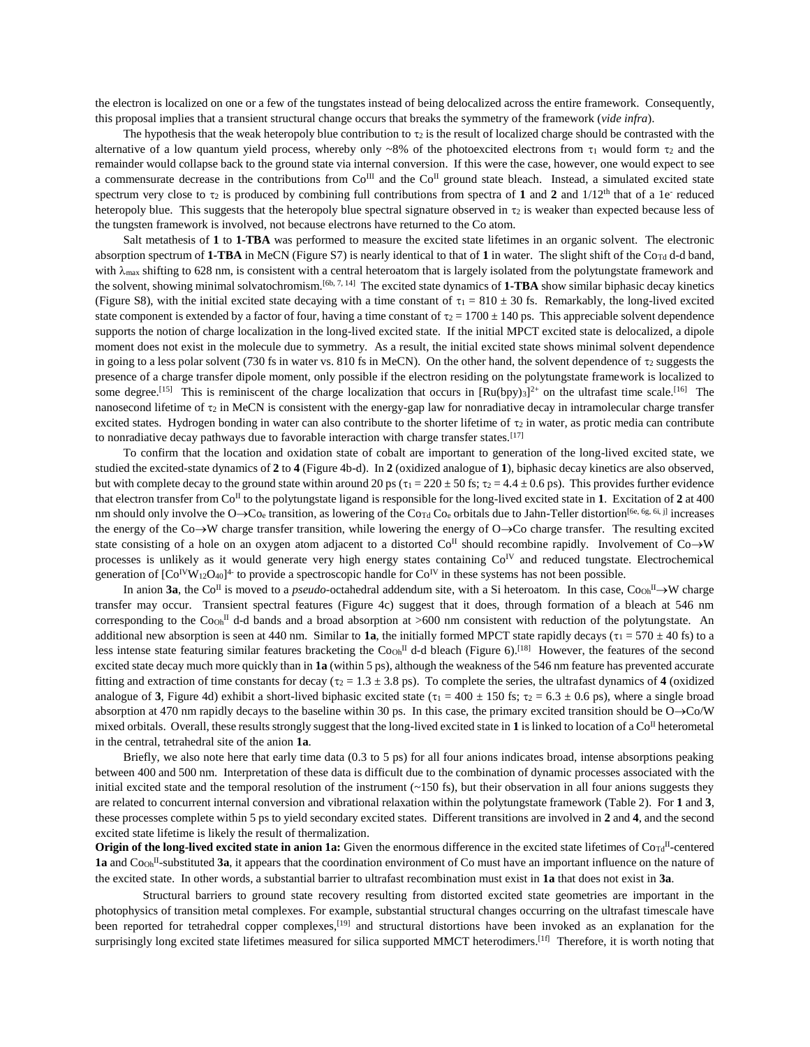the electron is localized on one or a few of the tungstates instead of being delocalized across the entire framework. Consequently, this proposal implies that a transient structural change occurs that breaks the symmetry of the framework (*vide infra*).

The hypothesis that the weak heteropoly blue contribution to $\tau_2$ is the result of localized charge should be contrasted with the alternative of a low quantum yield process, whereby only ~8% of the photoexcited electrons from $\tau_1$ would form $\tau_2$ and the remainder would collapse back to the ground state via internal conversion. If this were the case, however, one would expect to see a commensurate decrease in the contributions from $Co^{III}$ and the $Co^{II}$ ground state bleach. Instead, a simulated excited state spectrum very close to $\tau_2$ is produced by combining full contributions from spectra of **1** and **2** and 1/12$^{th}$ that of a 1e$^-$ reduced heteropoly blue. This suggests that the heteropoly blue spectral signature observed in $\tau_2$ is weaker than expected because less of the tungsten framework is involved, not because electrons have returned to the Co atom.

Salt metathesis of **1** to **1-TBA** was performed to measure the excited state lifetimes in an organic solvent. The electronic absorption spectrum of **1-TBA** in MeCN (Figure S7) is nearly identical to that of **1** in water. The slight shift of the $Co_{Td}$ d-d band, with $\lambda_{max}$ shifting to 628 nm, is consistent with a central heteroatom that is largely isolated from the polytungstate framework and the solvent, showing minimal solvatochromism.[6b, 7, 14] The excited state dynamics of **1-TBA** show similar biphasic decay kinetics (Figure S8), with the initial excited state decaying with a time constant of $\tau_1$ = 810 ± 30 fs. Remarkably, the long-lived excited state component is extended by a factor of four, having a time constant of $\tau_2$ = 1700 ± 140 ps. This appreciable solvent dependence supports the notion of charge localization in the long-lived excited state. If the initial MPCT excited state is delocalized, a dipole moment does not exist in the molecule due to symmetry. As a result, the initial excited state shows minimal solvent dependence in going to a less polar solvent (730 fs in water vs. 810 fs in MeCN). On the other hand, the solvent dependence of $\tau_2$ suggests the presence of a charge transfer dipole moment, only possible if the electron residing on the polytungstate framework is localized to some degree.[15] This is reminiscent of the charge localization that occurs in $[Ru(bpy)_3]^{2+}$ on the ultrafast time scale.[16] The nanosecond lifetime of $\tau_2$ in MeCN is consistent with the energy-gap law for nonradiative decay in intramolecular charge transfer excited states. Hydrogen bonding in water can also contribute to the shorter lifetime of $\tau_2$ in water, as protic media can contribute to nonradiative decay pathways due to favorable interaction with charge transfer states.[17]

To confirm that the location and oxidation state of cobalt are important to generation of the long-lived excited state, we studied the excited-state dynamics of **2** to **4** (Figure 4b-d). In **2** (oxidized analogue of **1**), biphasic decay kinetics are also observed, but with complete decay to the ground state within around 20 ps ($\tau_1$ = 220 ± 50 fs; $\tau_2$ = 4.4 ± 0.6 ps). This provides further evidence that electron transfer from $Co^{II}$ to the polytungstate ligand is responsible for the long-lived excited state in **1**. Excitation of **2** at 400 nm should only involve the O→$Co_e$ transition, as lowering of the $Co_{Td}$ $Co_e$ orbitals due to Jahn-Teller distortion[6e, 6g, 6i, j] increases the energy of the Co→W charge transfer transition, while lowering the energy of O→Co charge transfer. The resulting excited state consisting of a hole on an oxygen atom adjacent to a distorted $Co^{II}$ should recombine rapidly. Involvement of Co→W processes is unlikely as it would generate very high energy states containing $Co^{IV}$ and reduced tungstate. Electrochemical generation of $[Co^{IV}W_{12}O_{40}]^{4-}$ to provide a spectroscopic handle for $Co^{IV}$ in these systems has not been possible.

In anion **3a**, the $Co^{II}$ is moved to a *pseudo*-octahedral addendum site, with a Si heteroatom. In this case, $Co_{Oh}^{II}$→W charge transfer may occur. Transient spectral features (Figure 4c) suggest that it does, through formation of a bleach at 546 nm corresponding to the $Co_{Oh}^{II}$ d-d bands and a broad absorption at >600 nm consistent with reduction of the polytungstate. An additional new absorption is seen at 440 nm. Similar to **1a**, the initially formed MPCT state rapidly decays ($\tau_1$ = 570 ± 40 fs) to a less intense state featuring similar features bracketing the $Co_{Oh}^{II}$ d-d bleach (Figure 6).[18] However, the features of the second excited state decay much more quickly than in **1a** (within 5 ps), although the weakness of the 546 nm feature has prevented accurate fitting and extraction of time constants for decay ($\tau_2$ = 1.3 ± 3.8 ps). To complete the series, the ultrafast dynamics of **4** (oxidized analogue of **3**, Figure 4d) exhibit a short-lived biphasic excited state ($\tau_1$ = 400 ± 150 fs; $\tau_2$ = 6.3 ± 0.6 ps), where a single broad absorption at 470 nm rapidly decays to the baseline within 30 ps. In this case, the primary excited transition should be O→Co/W mixed orbitals. Overall, these results strongly suggest that the long-lived excited state in **1** is linked to location of a $Co^{II}$ heterometal in the central, tetrahedral site of the anion **1a**.

Briefly, we also note here that early time data (0.3 to 5 ps) for all four anions indicates broad, intense absorptions peaking between 400 and 500 nm. Interpretation of these data is difficult due to the combination of dynamic processes associated with the initial excited state and the temporal resolution of the instrument (~150 fs), but their observation in all four anions suggests they are related to concurrent internal conversion and vibrational relaxation within the polytungstate framework (Table 2). For **1** and **3**, these processes complete within 5 ps to yield secondary excited states. Different transitions are involved in **2** and **4**, and the second excited state lifetime is likely the result of thermalization.

**Origin of the long-lived excited state in anion 1a:** Given the enormous difference in the excited state lifetimes of $Co_{Td}^{II}$-centered **1a** and $Co_{Oh}^{II}$-substituted **3a**, it appears that the coordination environment of Co must have an important influence on the nature of the excited state. In other words, a substantial barrier to ultrafast recombination must exist in **1a** that does not exist in **3a**.

Structural barriers to ground state recovery resulting from distorted excited state geometries are important in the photophysics of transition metal complexes. For example, substantial structural changes occurring on the ultrafast timescale have been reported for tetrahedral copper complexes,[19] and structural distortions have been invoked as an explanation for the surprisingly long excited state lifetimes measured for silica supported MMCT heterodimers.[1f] Therefore, it is worth noting that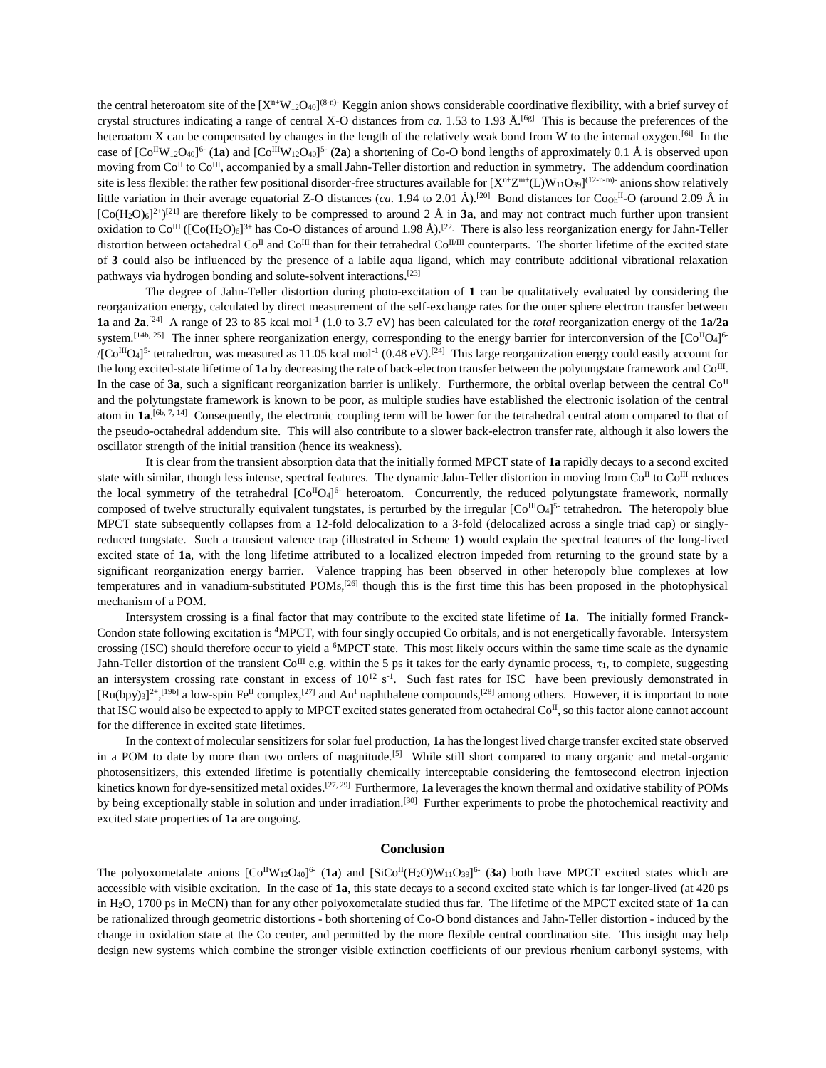the central heteroatom site of the $[X^{n+}W_{12}O_{40}]^{(8-n)-}$ Keggin anion shows considerable coordinative flexibility, with a brief survey of crystal structures indicating a range of central X-O distances from *ca*. 1.53 to 1.93 Å.[6g] This is because the preferences of the heteroatom X can be compensated by changes in the length of the relatively weak bond from W to the internal oxygen.[6i] In the case of $[Co^{II}W_{12}O_{40}]^{6-}$ (**1a**) and $[Co^{III}W_{12}O_{40}]^{5-}$ (**2a**) a shortening of Co-O bond lengths of approximately 0.1 Å is observed upon moving from $Co^{II}$ to $Co^{III}$, accompanied by a small Jahn-Teller distortion and reduction in symmetry. The addendum coordination site is less flexible: the rather few positional disorder-free structures available for $[X^{n+}Z^{m+}(L)W_{11}O_{39}]^{(12-n-m)-}$ anions show relatively little variation in their average equatorial Z-O distances (*ca*. 1.94 to 2.01 Å).[20] Bond distances for $Co_{Oh}^{II}$-O (around 2.09 Å in $[Co(H_2O)_6]^{2+}$)[21] are therefore likely to be compressed to around 2 Å in **3a**, and may not contract much further upon transient oxidation to $Co^{III}$ ($[Co(H_2O)_6]^{3+}$ has Co-O distances of around 1.98 Å).[22] There is also less reorganization energy for Jahn-Teller distortion between octahedral $Co^{II}$ and $Co^{III}$ than for their tetrahedral $Co^{II/III}$ counterparts. The shorter lifetime of the excited state of **3** could also be influenced by the presence of a labile aqua ligand, which may contribute additional vibrational relaxation pathways via hydrogen bonding and solute-solvent interactions.[23]

The degree of Jahn-Teller distortion during photo-excitation of **1** can be qualitatively evaluated by considering the reorganization energy, calculated by direct measurement of the self-exchange rates for the outer sphere electron transfer between **1a** and **2a**.[24] A range of 23 to 85 kcal mol$^{-1}$ (1.0 to 3.7 eV) has been calculated for the *total* reorganization energy of the **1a**/**2a** system.[14b, 25] The inner sphere reorganization energy, corresponding to the energy barrier for interconversion of the $[Co^{II}O_4]^{6-}$/$[Co^{III}O_4]^{5-}$ tetrahedron, was measured as 11.05 kcal mol$^{-1}$ (0.48 eV).[24] This large reorganization energy could easily account for the long excited-state lifetime of **1a** by decreasing the rate of back-electron transfer between the polytungstate framework and $Co^{III}$. In the case of **3a**, such a significant reorganization barrier is unlikely. Furthermore, the orbital overlap between the central $Co^{II}$ and the polytungstate framework is known to be poor, as multiple studies have established the electronic isolation of the central atom in **1a**.[6b, 7, 14] Consequently, the electronic coupling term will be lower for the tetrahedral central atom compared to that of the pseudo-octahedral addendum site. This will also contribute to a slower back-electron transfer rate, although it also lowers the oscillator strength of the initial transition (hence its weakness).

It is clear from the transient absorption data that the initially formed MPCT state of **1a** rapidly decays to a second excited state with similar, though less intense, spectral features. The dynamic Jahn-Teller distortion in moving from $Co^{II}$ to $Co^{III}$ reduces the local symmetry of the tetrahedral $[Co^{II}O_4]^{6-}$ heteroatom. Concurrently, the reduced polytungstate framework, normally composed of twelve structurally equivalent tungstates, is perturbed by the irregular $[Co^{III}O_4]^{5-}$ tetrahedron. The heteropoly blue MPCT state subsequently collapses from a 12-fold delocalization to a 3-fold (delocalized across a single triad cap) or singly-reduced tungstate. Such a transient valence trap (illustrated in Scheme 1) would explain the spectral features of the long-lived excited state of **1a**, with the long lifetime attributed to a localized electron impeded from returning to the ground state by a significant reorganization energy barrier. Valence trapping has been observed in other heteropoly blue complexes at low temperatures and in vanadium-substituted POMs,[26] though this is the first time this has been proposed in the photophysical mechanism of a POM.

Intersystem crossing is a final factor that may contribute to the excited state lifetime of **1a**. The initially formed Franck-Condon state following excitation is $^4$MPCT, with four singly occupied Co orbitals, and is not energetically favorable. Intersystem crossing (ISC) should therefore occur to yield a $^6$MPCT state. This most likely occurs within the same time scale as the dynamic Jahn-Teller distortion of the transient $Co^{III}$ e.g. within the 5 ps it takes for the early dynamic process, $\tau_1$, to complete, suggesting an intersystem crossing rate constant in excess of $10^{12}$ s$^{-1}$. Such fast rates for ISC have been previously demonstrated in $[Ru(bpy)_3]^{2+}$,[19b] a low-spin $Fe^{II}$ complex,[27] and $Au^{I}$ naphthalene compounds,[28] among others. However, it is important to note that ISC would also be expected to apply to MPCT excited states generated from octahedral $Co^{II}$, so this factor alone cannot account for the difference in excited state lifetimes.

In the context of molecular sensitizers for solar fuel production, **1a** has the longest lived charge transfer excited state observed in a POM to date by more than two orders of magnitude.[5] While still short compared to many organic and metal-organic photosensitizers, this extended lifetime is potentially chemically interceptable considering the femtosecond electron injection kinetics known for dye-sensitized metal oxides.[27, 29] Furthermore, **1a** leverages the known thermal and oxidative stability of POMs by being exceptionally stable in solution and under irradiation.[30] Further experiments to probe the photochemical reactivity and excited state properties of **1a** are ongoing.

## Conclusion

The polyoxometalate anions $[Co^{II}W_{12}O_{40}]^{6-}$ (**1a**) and $[SiCo^{II}(H_2O)W_{11}O_{39}]^{6-}$ (**3a**) both have MPCT excited states which are accessible with visible excitation. In the case of **1a**, this state decays to a second excited state which is far longer-lived (at 420 ps in $H_2O$, 1700 ps in MeCN) than for any other polyoxometalate studied thus far. The lifetime of the MPCT excited state of **1a** can be rationalized through geometric distortions - both shortening of Co-O bond distances and Jahn-Teller distortion - induced by the change in oxidation state at the Co center, and permitted by the more flexible central coordination site. This insight may help design new systems which combine the stronger visible extinction coefficients of our previous rhenium carbonyl systems, with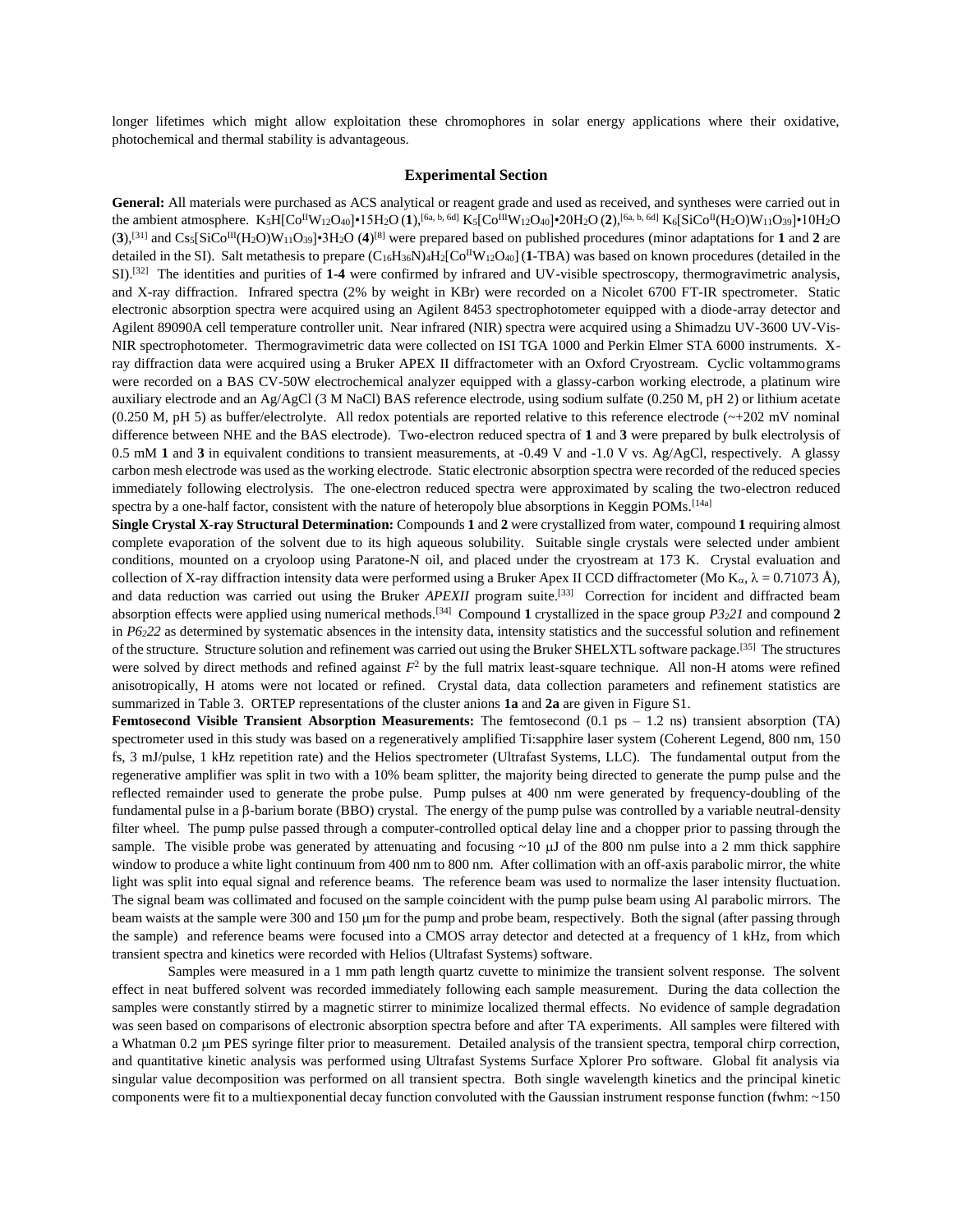longer lifetimes which might allow exploitation these chromophores in solar energy applications where their oxidative, photochemical and thermal stability is advantageous.

## Experimental Section

**General:** All materials were purchased as ACS analytical or reagent grade and used as received, and syntheses were carried out in the ambient atmosphere. $K_5H[Co^{II}W_{12}O_{40}]{\bullet}15H_2O$ (**1**),[6a, b, 6d] $K_5[Co^{III}W_{12}O_{40}]{\bullet}20H_2O$ (**2**),[6a, b, 6d] $K_6[SiCo^{II}(H_2O)W_{11}O_{39}]{\bullet}10H_2O$ (**3**),[31] and $Cs_5[SiCo^{III}(H_2O)W_{11}O_{39}]{\bullet}3H_2O$ (**4**)[8] were prepared based on published procedures (minor adaptations for **1** and **2** are detailed in the SI). Salt metathesis to prepare $(C_{16}H_{36}N)_4H_2[Co^{II}W_{12}O_{40}]$ (**1**-TBA) was based on known procedures (detailed in the SI).[32] The identities and purities of **1**-**4** were confirmed by infrared and UV-visible spectroscopy, thermogravimetric analysis, and X-ray diffraction. Infrared spectra (2% by weight in KBr) were recorded on a Nicolet 6700 FT-IR spectrometer. Static electronic absorption spectra were acquired using an Agilent 8453 spectrophotometer equipped with a diode-array detector and Agilent 89090A cell temperature controller unit. Near infrared (NIR) spectra were acquired using a Shimadzu UV-3600 UV-Vis-NIR spectrophotometer. Thermogravimetric data were collected on ISI TGA 1000 and Perkin Elmer STA 6000 instruments. X-ray diffraction data were acquired using a Bruker APEX II diffractometer with an Oxford Cryostream. Cyclic voltammograms were recorded on a BAS CV-50W electrochemical analyzer equipped with a glassy-carbon working electrode, a platinum wire auxiliary electrode and an Ag/AgCl (3 M NaCl) BAS reference electrode, using sodium sulfate (0.250 M, pH 2) or lithium acetate (0.250 M, pH 5) as buffer/electrolyte. All redox potentials are reported relative to this reference electrode (~+202 mV nominal difference between NHE and the BAS electrode). Two-electron reduced spectra of **1** and **3** were prepared by bulk electrolysis of 0.5 mM **1** and **3** in equivalent conditions to transient measurements, at -0.49 V and -1.0 V vs. Ag/AgCl, respectively. A glassy carbon mesh electrode was used as the working electrode. Static electronic absorption spectra were recorded of the reduced species immediately following electrolysis. The one-electron reduced spectra were approximated by scaling the two-electron reduced spectra by a one-half factor, consistent with the nature of heteropoly blue absorptions in Keggin POMs.[14a]

**Single Crystal X-ray Structural Determination:** Compounds **1** and **2** were crystallized from water, compound **1** requiring almost complete evaporation of the solvent due to its high aqueous solubility. Suitable single crystals were selected under ambient conditions, mounted on a cryoloop using Paratone-N oil, and placed under the cryostream at 173 K. Crystal evaluation and collection of X-ray diffraction intensity data were performed using a Bruker Apex II CCD diffractometer (Mo $K_\alpha$, $\lambda$ = 0.71073 Å), and data reduction was carried out using the Bruker *APEXII* program suite.[33] Correction for incident and diffracted beam absorption effects were applied using numerical methods.[34] Compound **1** crystallized in the space group $P3_221$ and compound **2** in $P6_222$ as determined by systematic absences in the intensity data, intensity statistics and the successful solution and refinement of the structure. Structure solution and refinement was carried out using the Bruker SHELXTL software package.[35] The structures were solved by direct methods and refined against $F^2$ by the full matrix least-square technique. All non-H atoms were refined anisotropically, H atoms were not located or refined. Crystal data, data collection parameters and refinement statistics are summarized in Table 3. ORTEP representations of the cluster anions **1a** and **2a** are given in Figure S1.

**Femtosecond Visible Transient Absorption Measurements:** The femtosecond (0.1 ps – 1.2 ns) transient absorption (TA) spectrometer used in this study was based on a regeneratively amplified Ti:sapphire laser system (Coherent Legend, 800 nm, 150 fs, 3 mJ/pulse, 1 kHz repetition rate) and the Helios spectrometer (Ultrafast Systems, LLC). The fundamental output from the regenerative amplifier was split in two with a 10% beam splitter, the majority being directed to generate the pump pulse and the reflected remainder used to generate the probe pulse. Pump pulses at 400 nm were generated by frequency-doubling of the fundamental pulse in a β-barium borate (BBO) crystal. The energy of the pump pulse was controlled by a variable neutral-density filter wheel. The pump pulse passed through a computer-controlled optical delay line and a chopper prior to passing through the sample. The visible probe was generated by attenuating and focusing ~10 μJ of the 800 nm pulse into a 2 mm thick sapphire window to produce a white light continuum from 400 nm to 800 nm. After collimation with an off-axis parabolic mirror, the white light was split into equal signal and reference beams. The reference beam was used to normalize the laser intensity fluctuation. The signal beam was collimated and focused on the sample coincident with the pump pulse beam using Al parabolic mirrors. The beam waists at the sample were 300 and 150 μm for the pump and probe beam, respectively. Both the signal (after passing through the sample) and reference beams were focused into a CMOS array detector and detected at a frequency of 1 kHz, from which transient spectra and kinetics were recorded with Helios (Ultrafast Systems) software.

Samples were measured in a 1 mm path length quartz cuvette to minimize the transient solvent response. The solvent effect in neat buffered solvent was recorded immediately following each sample measurement. During the data collection the samples were constantly stirred by a magnetic stirrer to minimize localized thermal effects. No evidence of sample degradation was seen based on comparisons of electronic absorption spectra before and after TA experiments. All samples were filtered with a Whatman 0.2 μm PES syringe filter prior to measurement. Detailed analysis of the transient spectra, temporal chirp correction, and quantitative kinetic analysis was performed using Ultrafast Systems Surface Xplorer Pro software. Global fit analysis via singular value decomposition was performed on all transient spectra. Both single wavelength kinetics and the principal kinetic components were fit to a multiexponential decay function convoluted with the Gaussian instrument response function (fwhm: ~150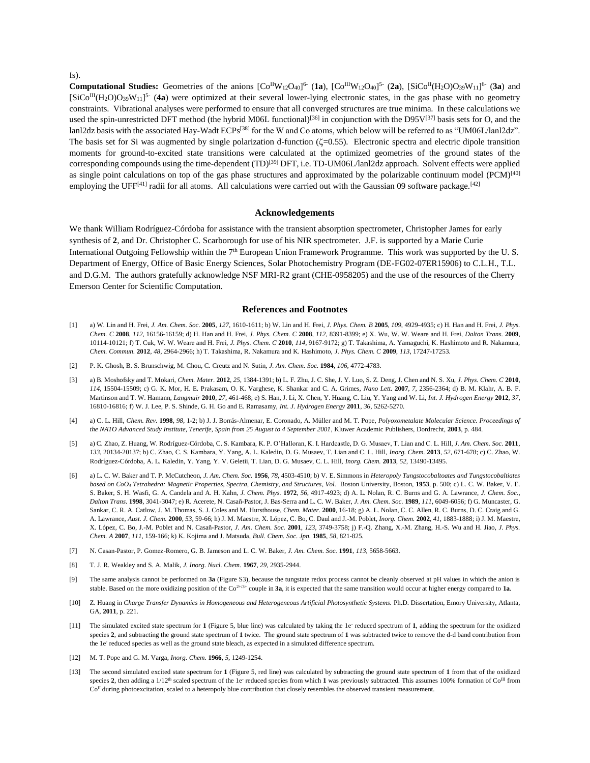fs).

**Computational Studies:** Geometries of the anions $[Co^{II}W_{12}O_{40}]^{6-}$ (**1a**), $[Co^{III}W_{12}O_{40}]^{5-}$ (**2a**), $[SiCo^{II}(H_2O)O_{39}W_{11}]^{6-}$ (**3a**) and $[SiCo^{III}(H_2O)O_{39}W_{11}]^{5-}$ (**4a**) were optimized at their several lower-lying electronic states, in the gas phase with no geometry constraints. Vibrational analyses were performed to ensure that all converged structures are true minima. In these calculations we used the spin-unrestricted DFT method (the hybrid M06L functional)[36] in conjunction with the D95V[37] basis sets for O, and the lanl2dz basis with the associated Hay-Wadt ECPs[38] for the W and Co atoms, which below will be referred to as "UM06L/lanl2dz". The basis set for Si was augmented by single polarization d-function ($\zeta$=0.55). Electronic spectra and electric dipole transition moments for ground-to-excited state transitions were calculated at the optimized geometries of the ground states of the corresponding compounds using the time-dependent (TD)[39] DFT, i.e. TD-UM06L/lanl2dz approach. Solvent effects were applied as single point calculations on top of the gas phase structures and approximated by the polarizable continuum model (PCM)[40] employing the UFF[41] radii for all atoms. All calculations were carried out with the Gaussian 09 software package.[42]

## Acknowledgements

We thank William Rodríguez-Córdoba for assistance with the transient absorption spectrometer, Christopher James for early synthesis of **2**, and Dr. Christopher C. Scarborough for use of his NIR spectrometer. J.F. is supported by a Marie Curie International Outgoing Fellowship within the 7th European Union Framework Programme. This work was supported by the U. S. Department of Energy, Office of Basic Energy Sciences, Solar Photochemistry Program (DE-FG02-07ER15906) to C.L.H., T.L. and D.G.M. The authors gratefully acknowledge NSF MRI-R2 grant (CHE-0958205) and the use of the resources of the Cherry Emerson Center for Scientific Computation.

## References and Footnotes

[1] a) W. Lin and H. Frei, *J. Am. Chem. Soc.* **2005**, *127*, 1610-1611; b) W. Lin and H. Frei, *J. Phys. Chem. B* **2005**, *109*, 4929-4935; c) H. Han and H. Frei, *J. Phys. Chem. C* **2008**, *112*, 16156-16159; d) H. Han and H. Frei, *J. Phys. Chem. C* **2008**, *112*, 8391-8399; e) X. Wu, W. W. Weare and H. Frei, *Dalton Trans.* **2009**, 10114-10121; f) T. Cuk, W. W. Weare and H. Frei, *J. Phys. Chem. C* **2010**, *114*, 9167-9172; g) T. Takashima, A. Yamaguchi, K. Hashimoto and R. Nakamura, *Chem. Commun.* **2012**, *48*, 2964-2966; h) T. Takashima, R. Nakamura and K. Hashimoto, *J. Phys. Chem. C* **2009**, *113*, 17247-17253.

[2] P. K. Ghosh, B. S. Brunschwig, M. Chou, C. Creutz and N. Sutin, *J. Am. Chem. Soc.* **1984**, *106*, 4772-4783.

[3] a) B. Moshofsky and T. Mokari, *Chem. Mater.* **2012**, *25*, 1384-1391; b) L. F. Zhu, J. C. She, J. Y. Luo, S. Z. Deng, J. Chen and N. S. Xu, *J. Phys. Chem. C* **2010**, *114*, 15504-15509; c) G. K. Mor, H. E. Prakasam, O. K. Varghese, K. Shankar and C. A. Grimes, *Nano Lett.* **2007**, *7*, 2356-2364; d) B. M. Klahr, A. B. F. Martinson and T. W. Hamann, *Langmuir* **2010**, *27*, 461-468; e) S. Han, J. Li, X. Chen, Y. Huang, C. Liu, Y. Yang and W. Li, *Int. J. Hydrogen Energy* **2012**, *37*, 16810-16816; f) W. J. Lee, P. S. Shinde, G. H. Go and E. Ramasamy, *Int. J. Hydrogen Energy* **2011**, *36*, 5262-5270.

[4] a) C. L. Hill, *Chem. Rev.* **1998**, *98*, 1-2; b) J. J. Borrás-Almenar, E. Coronado, A. Müller and M. T. Pope, *Polyoxometalate Molecular Science. Proceedings of the NATO Advanced Study Institute, Tenerife, Spain from 25 August to 4 September 2001*, Kluwer Academic Publishers, Dordrecht, **2003**, p. 484.

[5] a) C. Zhao, Z. Huang, W. Rodríguez-Córdoba, C. S. Kambara, K. P. O'Halloran, K. I. Hardcastle, D. G. Musaev, T. Lian and C. L. Hill, *J. Am. Chem. Soc.* **2011**, *133*, 20134-20137; b) C. Zhao, C. S. Kambara, Y. Yang, A. L. Kaledin, D. G. Musaev, T. Lian and C. L. Hill, *Inorg. Chem.* **2013**, *52*, 671-678; c) C. Zhao, W. Rodríguez-Córdoba, A. L. Kaledin, Y. Yang, Y. V. Geletii, T. Lian, D. G. Musaev, C. L. Hill, *Inorg. Chem.* **2013**, *52*, 13490-13495.

[6] a) L. C. W. Baker and T. P. McCutcheon, *J. Am. Chem. Soc.* **1956**, *78*, 4503-4510; b) V. E. Simmons in *Heteropoly Tungstocobaltoates and Tungstocobaltiates based on CoO4 Tetrahedra: Magnetic Properties, Spectra, Chemistry, and Structures*, *Vol.* Boston University, Boston, **1953**, p. 500; c) L. C. W. Baker, V. E. S. Baker, S. H. Wasfi, G. A. Candela and A. H. Kahn, *J. Chem. Phys.* **1972**, *56*, 4917-4923; d) A. L. Nolan, R. C. Burns and G. A. Lawrance, *J. Chem. Soc., Dalton Trans.* **1998**, 3041-3047; e) R. Acerete, N. Casañ-Pastor, J. Bas-Serra and L. C. W. Baker, *J. Am. Chem. Soc.* **1989**, *111*, 6049-6056; f) G. Muncaster, G. Sankar, C. R. A. Catlow, J. M. Thomas, S. J. Coles and M. Hursthouse, *Chem. Mater.* **2000**, 16-18; g) A. L. Nolan, C. C. Allen, R. C. Burns, D. C. Craig and G. A. Lawrance, *Aust. J. Chem.* **2000**, *53*, 59-66; h) J. M. Maestre, X. López, C. Bo, C. Daul and J.-M. Poblet, *Inorg. Chem.* **2002**, *41*, 1883-1888; i) J. M. Maestre, X. López, C. Bo, J.-M. Poblet and N. Casañ-Pastor, *J. Am. Chem. Soc.* **2001**, *123*, 3749-3758; j) F.-Q. Zhang, X.-M. Zhang, H.-S. Wu and H. Jiao, *J. Phys. Chem. A* **2007**, *111*, 159-166; k) K. Kojima and J. Matsuda, *Bull. Chem. Soc. Jpn.* **1985**, *58*, 821-825.

[7] N. Casan-Pastor, P. Gomez-Romero, G. B. Jameson and L. C. W. Baker, *J. Am. Chem. Soc.* **1991**, *113*, 5658-5663.

[8] T. J. R. Weakley and S. A. Malik, *J. Inorg. Nucl. Chem.* **1967**, *29*, 2935-2944.

[9] The same analysis cannot be performed on **3a** (Figure S3), because the tungstate redox process cannot be cleanly observed at pH values in which the anion is stable. Based on the more oxidizing position of the $Co^{2+/3+}$ couple in **3a**, it is expected that the same transition would occur at higher energy compared to **1a**.

[10] Z. Huang in *Charge Transfer Dynamics in Homogeneous and Heterogeneous Artificial Photosynthetic Systems.* Ph.D. Dissertation, Emory University, Atlanta, GA, **2011**, p. 221.

[11] The simulated excited state spectrum for **1** (Figure 5, blue line) was calculated by taking the $1e^-$ reduced spectrum of **1**, adding the spectrum for the oxidized species **2**, and subtracting the ground state spectrum of **1** twice. The ground state spectrum of **1** was subtracted twice to remove the d-d band contribution from the $1e^-$ reduced species as well as the ground state bleach, as expected in a simulated difference spectrum.

[12] M. T. Pope and G. M. Varga, *Inorg. Chem.* **1966**, *5*, 1249-1254.

[13] The second simulated excited state spectrum for **1** (Figure 5, red line) was calculated by subtracting the ground state spectrum of **1** from that of the oxidized species **2**, then adding a 1/12th scaled spectrum of the $1e^-$ reduced species from which **1** was previously subtracted. This assumes 100% formation of $Co^{III}$ from $Co^{II}$ during photoexcitation, scaled to a heteropoly blue contribution that closely resembles the observed transient measurement.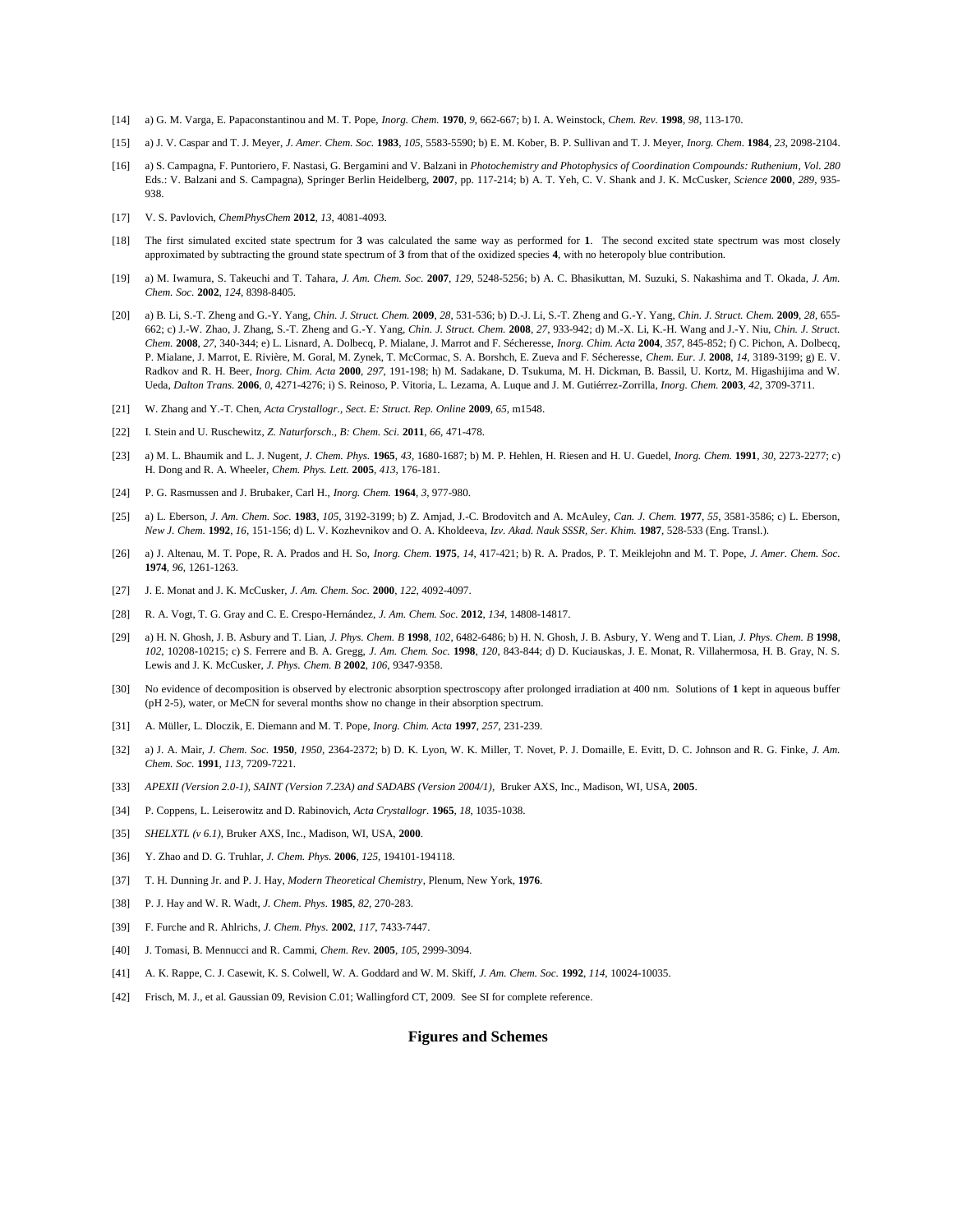[14] a) G. M. Varga, E. Papaconstantinou and M. T. Pope, *Inorg. Chem.* **1970**, *9*, 662-667; b) I. A. Weinstock, *Chem. Rev.* **1998**, *98*, 113-170.

[15] a) J. V. Caspar and T. J. Meyer, *J. Amer. Chem. Soc.* **1983**, *105*, 5583-5590; b) E. M. Kober, B. P. Sullivan and T. J. Meyer, *Inorg. Chem.* **1984**, *23*, 2098-2104.

[16] a) S. Campagna, F. Puntoriero, F. Nastasi, G. Bergamini and V. Balzani in *Photochemistry and Photophysics of Coordination Compounds: Ruthenium*, *Vol. 280* Eds.: V. Balzani and S. Campagna), Springer Berlin Heidelberg, **2007**, pp. 117-214; b) A. T. Yeh, C. V. Shank and J. K. McCusker, *Science* **2000**, *289*, 935-938.

[17] V. S. Pavlovich, *ChemPhysChem* **2012**, *13*, 4081-4093.

[18] The first simulated excited state spectrum for **3** was calculated the same way as performed for **1**. The second excited state spectrum was most closely approximated by subtracting the ground state spectrum of **3** from that of the oxidized species **4**, with no heteropoly blue contribution.

[19] a) M. Iwamura, S. Takeuchi and T. Tahara, *J. Am. Chem. Soc.* **2007**, *129*, 5248-5256; b) A. C. Bhasikuttan, M. Suzuki, S. Nakashima and T. Okada, *J. Am. Chem. Soc.* **2002**, *124*, 8398-8405.

[20] a) B. Li, S.-T. Zheng and G.-Y. Yang, *Chin. J. Struct. Chem.* **2009**, *28*, 531-536; b) D.-J. Li, S.-T. Zheng and G.-Y. Yang, *Chin. J. Struct. Chem.* **2009**, *28*, 655-662; c) J.-W. Zhao, J. Zhang, S.-T. Zheng and G.-Y. Yang, *Chin. J. Struct. Chem.* **2008**, *27*, 933-942; d) M.-X. Li, K.-H. Wang and J.-Y. Niu, *Chin. J. Struct. Chem.* **2008**, *27*, 340-344; e) L. Lisnard, A. Dolbecq, P. Mialane, J. Marrot and F. Sécheresse, *Inorg. Chim. Acta* **2004**, *357*, 845-852; f) C. Pichon, A. Dolbecq, P. Mialane, J. Marrot, E. Rivière, M. Goral, M. Zynek, T. McCormac, S. A. Borshch, E. Zueva and F. Sécheresse, *Chem. Eur. J.* **2008**, *14*, 3189-3199; g) E. V. Radkov and R. H. Beer, *Inorg. Chim. Acta* **2000**, *297*, 191-198; h) M. Sadakane, D. Tsukuma, M. H. Dickman, B. Bassil, U. Kortz, M. Higashijima and W. Ueda, *Dalton Trans.* **2006**, *0*, 4271-4276; i) S. Reinoso, P. Vitoria, L. Lezama, A. Luque and J. M. Gutiérrez-Zorrilla, *Inorg. Chem.* **2003**, *42*, 3709-3711.

[21] W. Zhang and Y.-T. Chen, *Acta Crystallogr., Sect. E: Struct. Rep. Online* **2009**, *65*, m1548.

[22] I. Stein and U. Ruschewitz, *Z. Naturforsch., B: Chem. Sci.* **2011**, *66*, 471-478.

[23] a) M. L. Bhaumik and L. J. Nugent, *J. Chem. Phys.* **1965**, *43*, 1680-1687; b) M. P. Hehlen, H. Riesen and H. U. Guedel, *Inorg. Chem.* **1991**, *30*, 2273-2277; c) H. Dong and R. A. Wheeler, *Chem. Phys. Lett.* **2005**, *413*, 176-181.

[24] P. G. Rasmussen and J. Brubaker, Carl H., *Inorg. Chem.* **1964**, *3*, 977-980.

[25] a) L. Eberson, *J. Am. Chem. Soc.* **1983**, *105*, 3192-3199; b) Z. Amjad, J.-C. Brodovitch and A. McAuley, *Can. J. Chem.* **1977**, *55*, 3581-3586; c) L. Eberson, *New J. Chem.* **1992**, *16*, 151-156; d) L. V. Kozhevnikov and O. A. Kholdeeva, *Izv. Akad. Nauk SSSR, Ser. Khim.* **1987**, 528-533 (Eng. Transl.).

[26] a) J. Altenau, M. T. Pope, R. A. Prados and H. So, *Inorg. Chem.* **1975**, *14*, 417-421; b) R. A. Prados, P. T. Meiklejohn and M. T. Pope, *J. Amer. Chem. Soc.* **1974**, *96*, 1261-1263.

[27] J. E. Monat and J. K. McCusker, *J. Am. Chem. Soc.* **2000**, *122*, 4092-4097.

[28] R. A. Vogt, T. G. Gray and C. E. Crespo-Hernández, *J. Am. Chem. Soc.* **2012**, *134*, 14808-14817.

[29] a) H. N. Ghosh, J. B. Asbury and T. Lian, *J. Phys. Chem. B* **1998**, *102*, 6482-6486; b) H. N. Ghosh, J. B. Asbury, Y. Weng and T. Lian, *J. Phys. Chem. B* **1998**, *102*, 10208-10215; c) S. Ferrere and B. A. Gregg, *J. Am. Chem. Soc.* **1998**, *120*, 843-844; d) D. Kuciauskas, J. E. Monat, R. Villahermosa, H. B. Gray, N. S. Lewis and J. K. McCusker, *J. Phys. Chem. B* **2002**, *106*, 9347-9358.

[30] No evidence of decomposition is observed by electronic absorption spectroscopy after prolonged irradiation at 400 nm. Solutions of **1** kept in aqueous buffer (pH 2-5), water, or MeCN for several months show no change in their absorption spectrum.

[31] A. Müller, L. Dloczik, E. Diemann and M. T. Pope, *Inorg. Chim. Acta* **1997**, *257*, 231-239.

[32] a) J. A. Mair, *J. Chem. Soc.* **1950**, *1950*, 2364-2372; b) D. K. Lyon, W. K. Miller, T. Novet, P. J. Domaille, E. Evitt, D. C. Johnson and R. G. Finke, *J. Am. Chem. Soc.* **1991**, *113*, 7209-7221.

[33] *APEXII (Version 2.0-1), SAINT (Version 7.23A) and SADABS (Version 2004/1)*, Bruker AXS, Inc., Madison, WI, USA, **2005**.

[34] P. Coppens, L. Leiserowitz and D. Rabinovich, *Acta Crystallogr.* **1965**, *18*, 1035-1038.

[35] *SHELXTL (v 6.1)*, Bruker AXS, Inc., Madison, WI, USA, **2000**.

[36] Y. Zhao and D. G. Truhlar, *J. Chem. Phys.* **2006**, *125*, 194101-194118.

[37] T. H. Dunning Jr. and P. J. Hay, *Modern Theoretical Chemistry*, Plenum, New York, **1976**.

[38] P. J. Hay and W. R. Wadt, *J. Chem. Phys.* **1985**, *82*, 270-283.

[39] F. Furche and R. Ahlrichs, *J. Chem. Phys.* **2002**, *117*, 7433-7447.

[40] J. Tomasi, B. Mennucci and R. Cammi, *Chem. Rev.* **2005**, *105*, 2999-3094.

[41] A. K. Rappe, C. J. Casewit, K. S. Colwell, W. A. Goddard and W. M. Skiff, *J. Am. Chem. Soc.* **1992**, *114*, 10024-10035.

[42] Frisch, M. J., et al. Gaussian 09, Revision C.01; Wallingford CT, 2009. See SI for complete reference.

## Figures and Schemes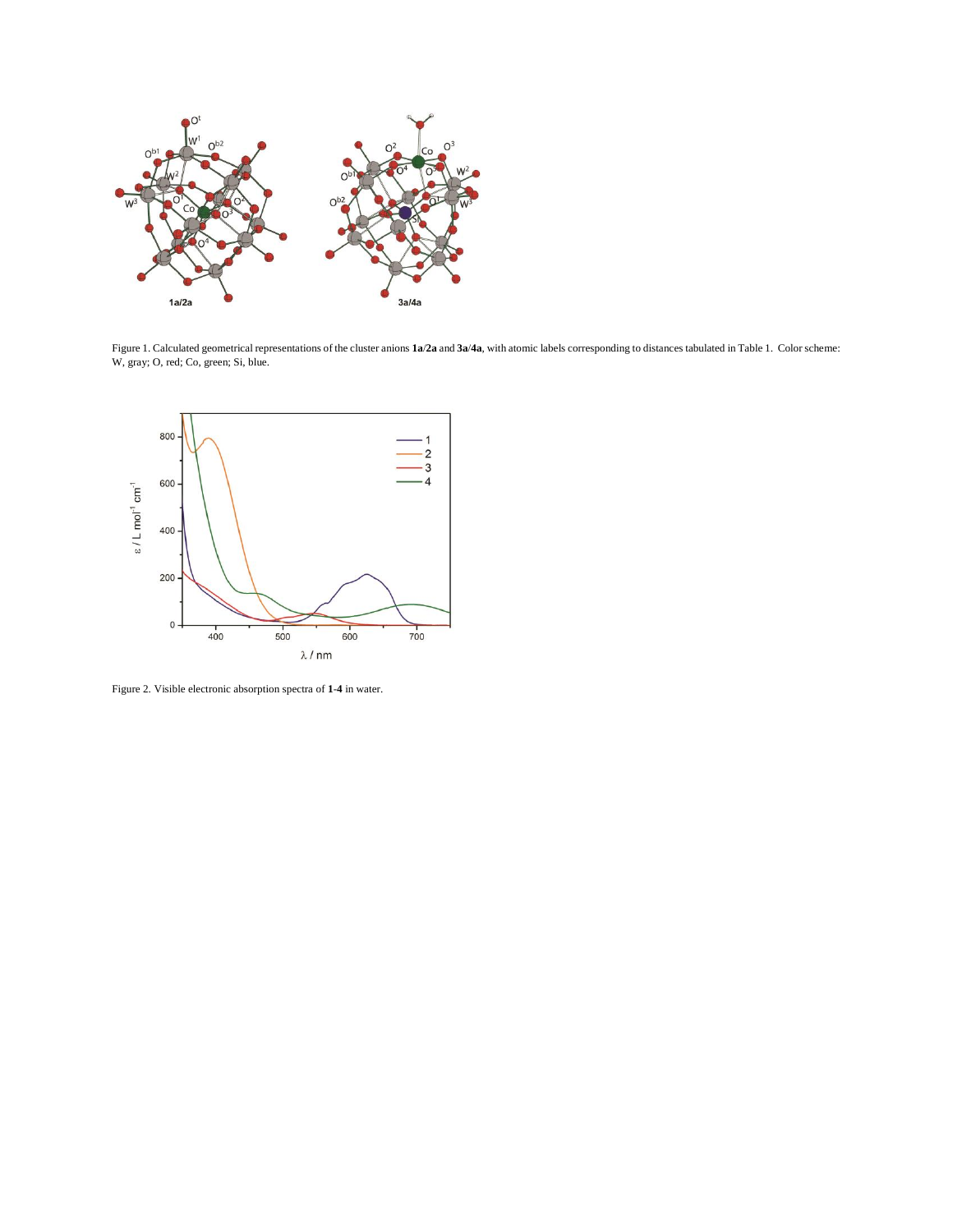Figure 1. Calculated geometrical representations of the cluster anions **1a**/**2a** and **3a**/**4a**, with atomic labels corresponding to distances tabulated in Table 1. Color scheme: W, gray; O, red; Co, green; Si, blue.

Figure 2. Visible electronic absorption spectra of **1**-**4** in water.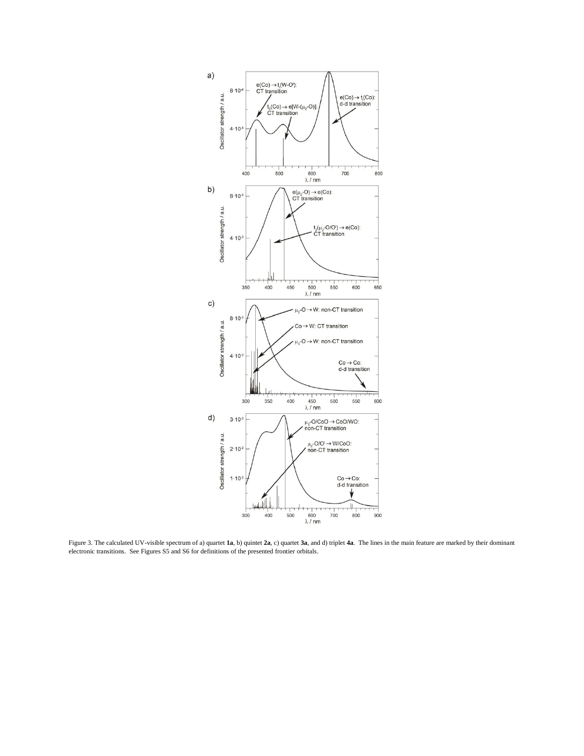Figure 3. The calculated UV-visible spectrum of a) quartet **1a**, b) quintet **2a**, c) quartet **3a**, and d) triplet **4a**. The lines in the main feature are marked by their dominant electronic transitions. See Figures S5 and S6 for definitions of the presented frontier orbitals.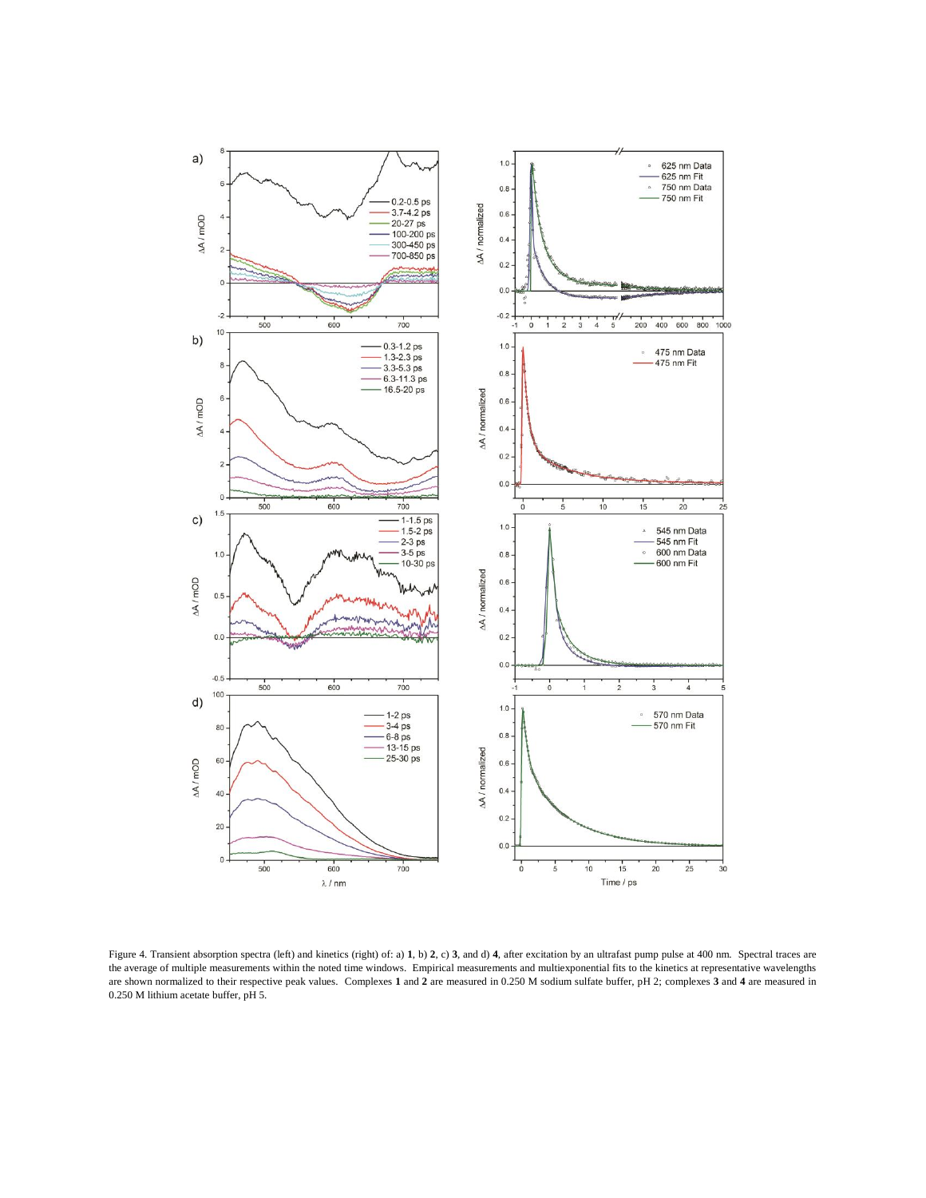Figure 4. Transient absorption spectra (left) and kinetics (right) of: a) **1**, b) **2**, c) **3**, and d) **4**, after excitation by an ultrafast pump pulse at 400 nm. Spectral traces are the average of multiple measurements within the noted time windows. Empirical measurements and multiexponential fits to the kinetics at representative wavelengths are shown normalized to their respective peak values. Complexes **1** and **2** are measured in 0.250 M sodium sulfate buffer, pH 2; complexes **3** and **4** are measured in 0.250 M lithium acetate buffer, pH 5.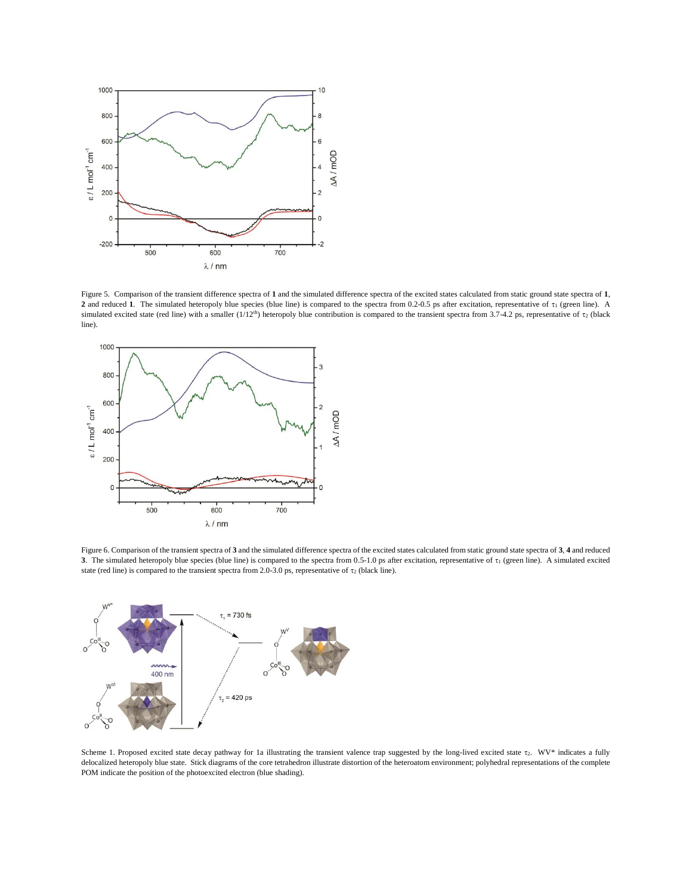Figure 5. Comparison of the transient difference spectra of **1** and the simulated difference spectra of the excited states calculated from static ground state spectra of **1**, **2** and reduced **1**. The simulated heteropoly blue species (blue line) is compared to the spectra from 0.2-0.5 ps after excitation, representative of $\tau_1$ (green line). A simulated excited state (red line) with a smaller (1/12[th]) heteropoly blue contribution is compared to the transient spectra from 3.7-4.2 ps, representative of $\tau_2$ (black line).

Figure 6. Comparison of the transient spectra of **3** and the simulated difference spectra of the excited states calculated from static ground state spectra of **3**, **4** and reduced **3**. The simulated heteropoly blue species (blue line) is compared to the spectra from 0.5-1.0 ps after excitation, representative of $\tau_1$ (green line). A simulated excited state (red line) is compared to the transient spectra from 2.0-3.0 ps, representative of $\tau_2$ (black line).

Scheme 1. Proposed excited state decay pathway for 1a illustrating the transient valence trap suggested by the long-lived excited state $\tau_2$. $W^{V*}$ indicates a fully delocalized heteropoly blue state. Stick diagrams of the core tetrahedron illustrate distortion of the heteroatom environment; polyhedral representations of the complete POM indicate the position of the photoexcited electron (blue shading).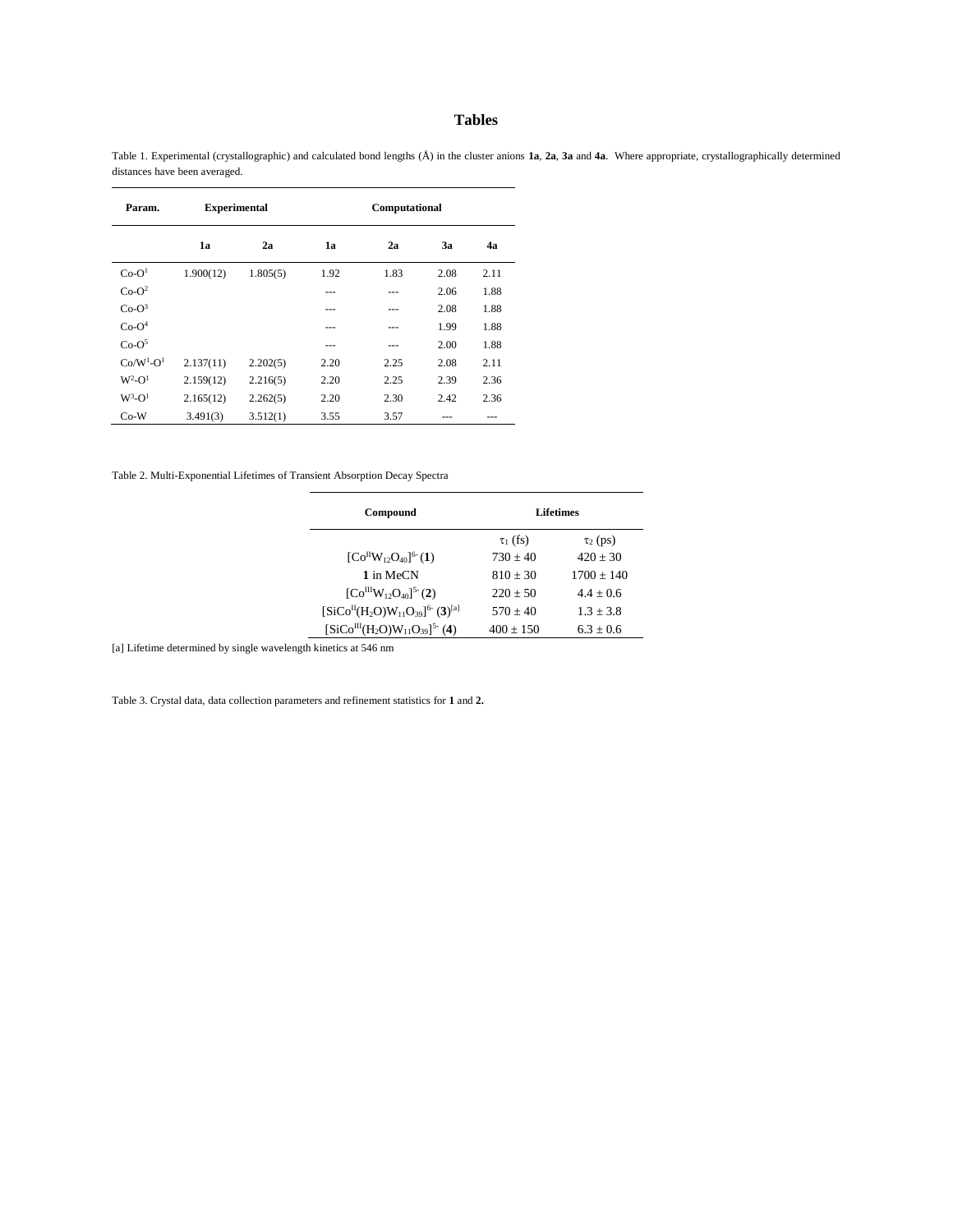# Tables

Table 1. Experimental (crystallographic) and calculated bond lengths (Å) in the cluster anions **1a**, **2a**, **3a** and **4a**. Where appropriate, crystallographically determined distances have been averaged.

| Param. | Experimental | | Computational | | | |
|---|---|---|---|---|---|---|
| | **1a** | **2a** | **1a** | **2a** | **3a** | **4a** |
| $Co-O^1$ | 1.900(12) | 1.805(5) | 1.92 | 1.83 | 2.08 | 2.11 |
| $Co-O^2$ | | | --- | --- | 2.06 | 1.88 |
| $Co-O^3$ | | | --- | --- | 2.08 | 1.88 |
| $Co-O^4$ | | | --- | --- | 1.99 | 1.88 |
| $Co-O^5$ | | | --- | --- | 2.00 | 1.88 |
| $Co/W^1-O^1$ | 2.137(11) | 2.202(5) | 2.20 | 2.25 | 2.08 | 2.11 |
| $W^2-O^1$ | 2.159(12) | 2.216(5) | 2.20 | 2.25 | 2.39 | 2.36 |
| $W^3-O^1$ | 2.165(12) | 2.262(5) | 2.20 | 2.30 | 2.42 | 2.36 |
| Co-W | 3.491(3) | 3.512(1) | 3.55 | 3.57 | --- | --- |

Table 2. Multi-Exponential Lifetimes of Transient Absorption Decay Spectra

| Compound | Lifetimes | |
|---|---|---|
| | $\tau_1$ (fs) | $\tau_2$ (ps) |
| $[Co^{II}W_{12}O_{40}]^{6-}$ (**1**) | 730 ± 40 | 420 ± 30 |
| **1** in MeCN | 810 ± 30 | 1700 ± 140 |
| $[Co^{III}W_{12}O_{40}]^{5-}$ (**2**) | 220 ± 50 | 4.4 ± 0.6 |
| $[SiCo^{II}(H_2O)W_{11}O_{39}]^{6-}$ (**3**)[a] | 570 ± 40 | 1.3 ± 3.8 |
| $[SiCo^{III}(H_2O)W_{11}O_{39}]^{5-}$ (**4**) | 400 ± 150 | 6.3 ± 0.6 |

[a] Lifetime determined by single wavelength kinetics at 546 nm

Table 3. Crystal data, data collection parameters and refinement statistics for **1** and **2.**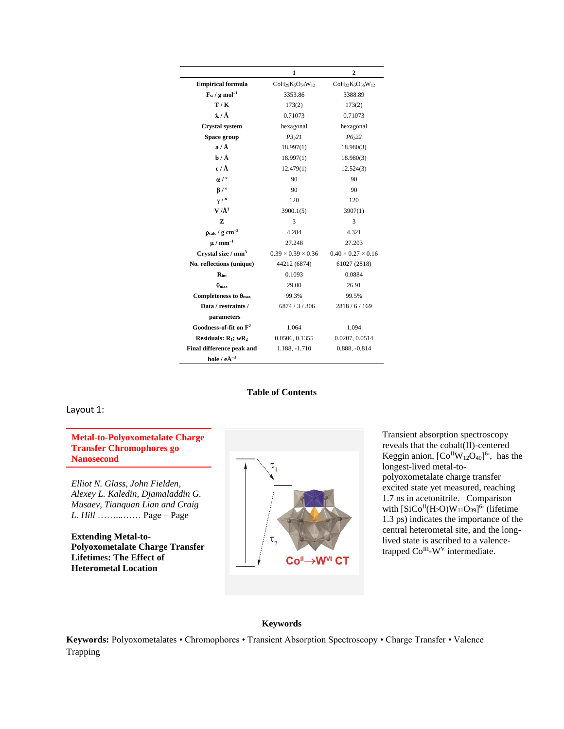| | 1 | 2 |
|---|---|---|
| **Empirical formula** | $CoH_{29}K_5O_{54}W_{12}$ | $CoH_{32}K_5O_{56}W_{12}$ |
| **$F_w$ / g mol$^{-1}$** | 3353.86 | 3388.89 |
| **T / K** | 173(2) | 173(2) |
| **λ / Å** | 0.71073 | 0.71073 |
| **Crystal system** | hexagonal | hexagonal |
| **Space group** | $P3_221$ | $P6_222$ |
| **a / Å** | 18.997(1) | 18.980(3) |
| **b / Å** | 18.997(1) | 18.980(3) |
| **c / Å** | 12.479(1) | 12.524(3) |
| **α / °** | 90 | 90 |
| **β / °** | 90 | 90 |
| **γ / °** | 120 | 120 |
| **V /Å$^3$** | 3900.1(5) | 3907(1) |
| **Z** | 3 | 3 |
| **$\rho_{calc}$ / g cm$^{-3}$** | 4.284 | 4.321 |
| **μ / mm$^{-1}$** | 27.248 | 27.203 |
| **Crystal size / mm$^3$** | 0.39 × 0.39 × 0.36 | 0.40 × 0.27 × 0.16 |
| **No. reflections (unique)** | 44212 (6874) | 61027 (2818) |
| **$R_{int}$** | 0.1093 | 0.0884 |
| **$\theta_{max}$** | 29.00 | 26.91 |
| **Completeness to $\theta_{max}$** | 99.3% | 99.5% |
| **Data / restraints / parameters** | 6874 / 3 / 306 | 2818 / 6 / 169 |
| **Goodness-of-fit on $F^2$** | 1.064 | 1.094 |
| **Residuals: $R_1$; $wR_2$** | 0.0506, 0.1355 | 0.0207, 0.0514 |
| **Final difference peak and hole / eÅ$^{-3}$** | 1.188, -1.710 | 0.888, -0.814 |

## Table of Contents

Layout 1:

**Metal-to-Polyoxometalate Charge Transfer Chromophores go Nanosecond**

*Elliot N. Glass, John Fielden, Alexey L. Kaledin, Djamaladdin G. Musaev, Tianquan Lian and Craig L. Hill* ……...…… Page – Page

**Extending Metal-to-Polyoxometalate Charge Transfer Lifetimes: The Effect of Heterometal Location**

τ1

τ2

$Co^{II} \rightarrow W^{VI}$ CT

Transient absorption spectroscopy reveals that the cobalt(II)-centered Keggin anion, $[Co^{II}W_{12}O_{40}]^{6-}$, has the longest-lived metal-to-polyoxometalate charge transfer excited state yet measured, reaching 1.7 ns in acetonitrile. Comparison with $[SiCo^{II}(H_2O)W_{11}O_{39}]^{6-}$ (lifetime 1.3 ps) indicates the importance of the central heterometal site, and the long-lived state is ascribed to a valence-trapped $Co^{III}$-$W^{V}$ intermediate.

## Keywords

**Keywords:** Polyoxometalates • Chromophores • Transient Absorption Spectroscopy • Charge Transfer • Valence Trapping